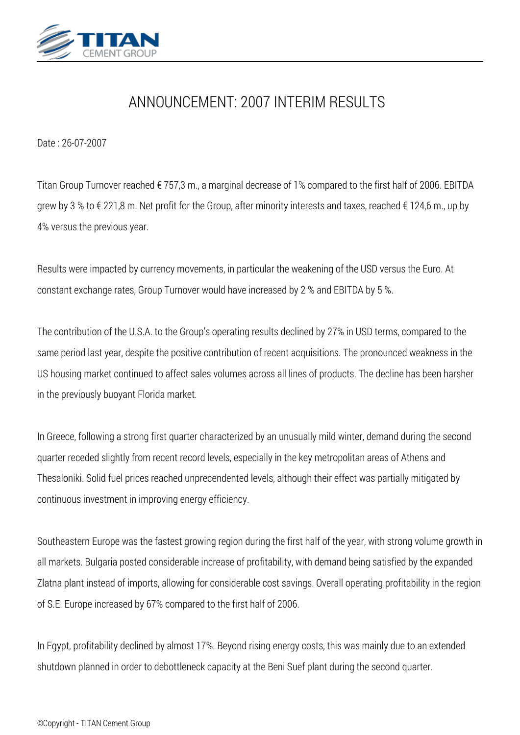# ANNOUNCEMENT: 2007 INTERIM RESULTS

Date : 26-07-2007

Titan Group Turnover reached € 757,3 m., a marginal decrease of 1% compared to the first half of 2006. EBITDA grew by 3 % to € 221,8 m. Net profit for the Group, after minority interests and taxes, reached € 124,6 m., up by 4% versus the previous year.

Results were impacted by currency movements, in particular the weakening of the USD versus the Euro. At constant exchange rates, Group Turnover would have increased by 2 % and EBITDA by 5 %.

The contribution of the U.S.A. to the Group's operating results declined by 27% in USD terms, compared to the same period last year, despite the positive contribution of recent acquisitions. The pronounced weakness in the US housing market continued to affect sales volumes across all lines of products. The decline has been harsher in the previously buoyant Florida market.

In Greece, following a strong first quarter characterized by an unusually mild winter, demand during the second quarter receded slightly from recent record levels, especially in the key metropolitan areas of Athens and Thesaloniki. Solid fuel prices reached unprecendented levels, although their effect was partially mitigated by continuous investment in improving energy efficiency.

Southeastern Europe was the fastest growing region during the first half of the year, with strong volume growth in all markets. Bulgaria posted considerable increase of profitability, with demand being satisfied by the expanded Zlatna plant instead of imports, allowing for considerable cost savings. Overall operating profitability in the region of S.E. Europe increased by 67% compared to the first half of 2006.

In Egypt, profitability declined by almost 17%. Beyond rising energy costs, this was mainly due to an extended shutdown planned in order to debottleneck capacity at the Beni Suef plant during the second quarter.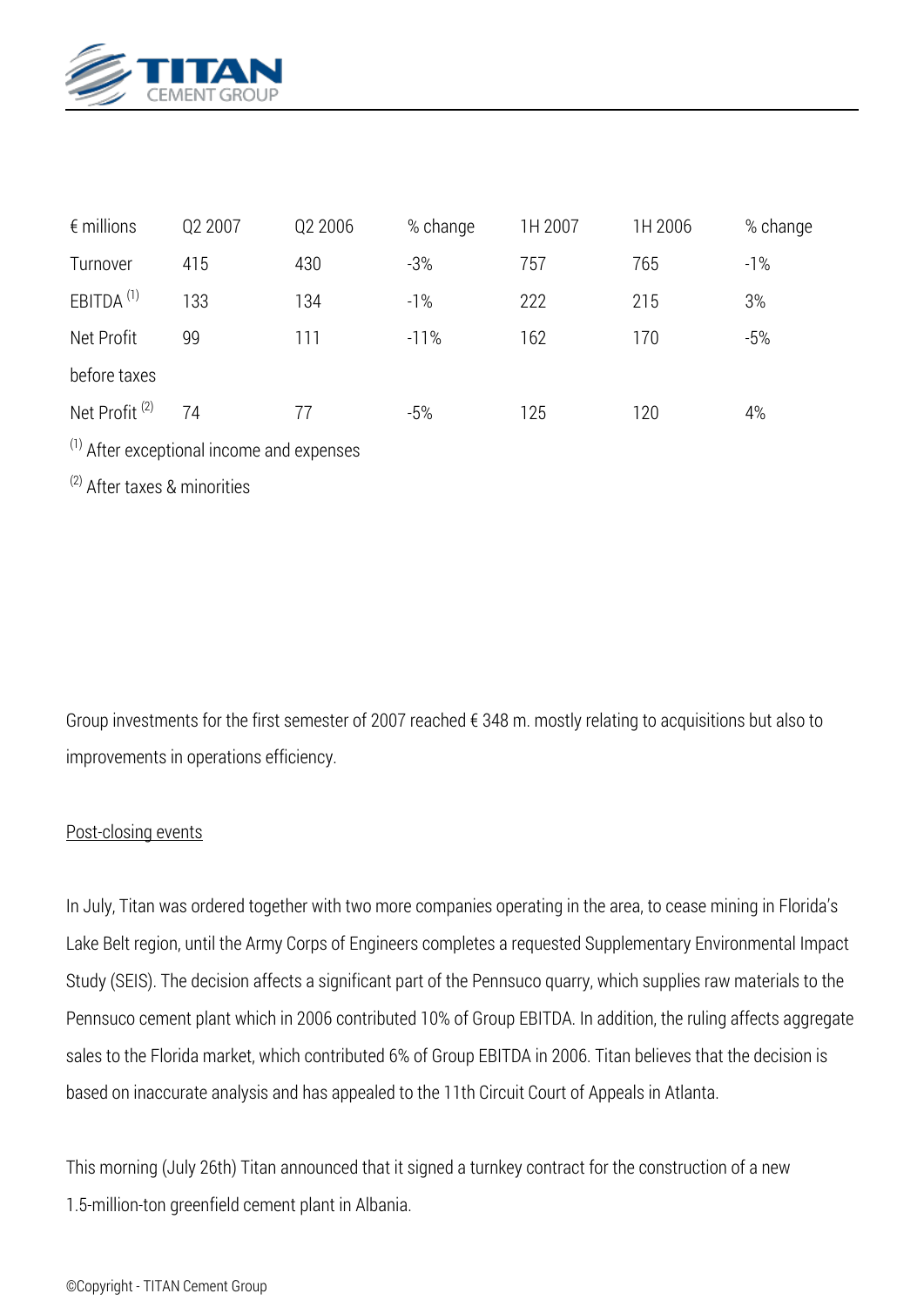| € millions | Q2 2007 | Q2 2006 | % change | 1H 2007 | 1H 2006 | % change |
|---|---|---|---|---|---|---|
| Turnover | 415 | 430 | -3% | 757 | 765 | -1% |
| EBITDA [1] | 133 | 134 | -1% | 222 | 215 | 3% |
| Net Profit before taxes | 99 | 111 | -11% | 162 | 170 | -5% |
| Net Profit [2] | 74 | 77 | -5% | 125 | 120 | 4% |

[1] After exceptional income and expenses

[2] After taxes & minorities

Group investments for the first semester of 2007 reached € 348 m. mostly relating to acquisitions but also to improvements in operations efficiency.

<u>Post-closing events</u>

In July, Titan was ordered together with two more companies operating in the area, to cease mining in Florida's Lake Belt region, until the Army Corps of Engineers completes a requested Supplementary Environmental Impact Study (SEIS). The decision affects a significant part of the Pennsuco quarry, which supplies raw materials to the Pennsuco cement plant which in 2006 contributed 10% of Group EBITDA. In addition, the ruling affects aggregate sales to the Florida market, which contributed 6% of Group EBITDA in 2006. Titan believes that the decision is based on inaccurate analysis and has appealed to the 11th Circuit Court of Appeals in Atlanta.

This morning (July 26th) Titan announced that it signed a turnkey contract for the construction of a new 1.5-million-ton greenfield cement plant in Albania.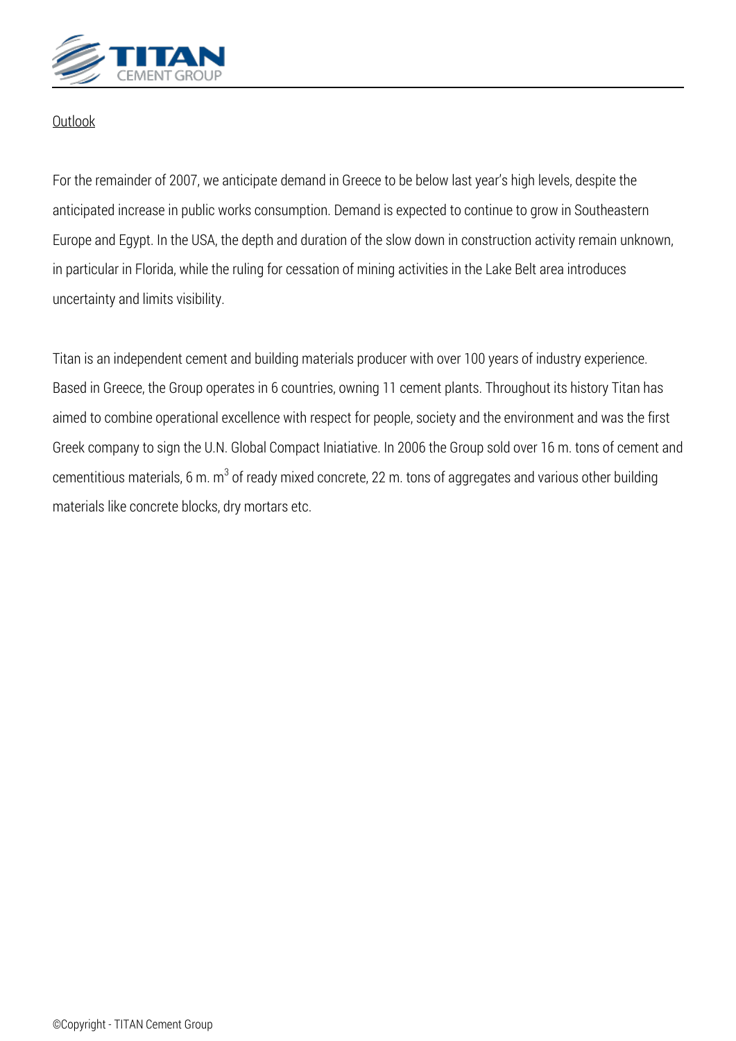Outlook

For the remainder of 2007, we anticipate demand in Greece to be below last year's high levels, despite the anticipated increase in public works consumption. Demand is expected to continue to grow in Southeastern Europe and Egypt. In the USA, the depth and duration of the slow down in construction activity remain unknown, in particular in Florida, while the ruling for cessation of mining activities in the Lake Belt area introduces uncertainty and limits visibility.

Titan is an independent cement and building materials producer with over 100 years of industry experience. Based in Greece, the Group operates in 6 countries, owning 11 cement plants. Throughout its history Titan has aimed to combine operational excellence with respect for people, society and the environment and was the first Greek company to sign the U.N. Global Compact Iniatiative. In 2006 the Group sold over 16 m. tons of cement and cementitious materials, 6 m. $m^3$ of ready mixed concrete, 22 m. tons of aggregates and various other building materials like concrete blocks, dry mortars etc.